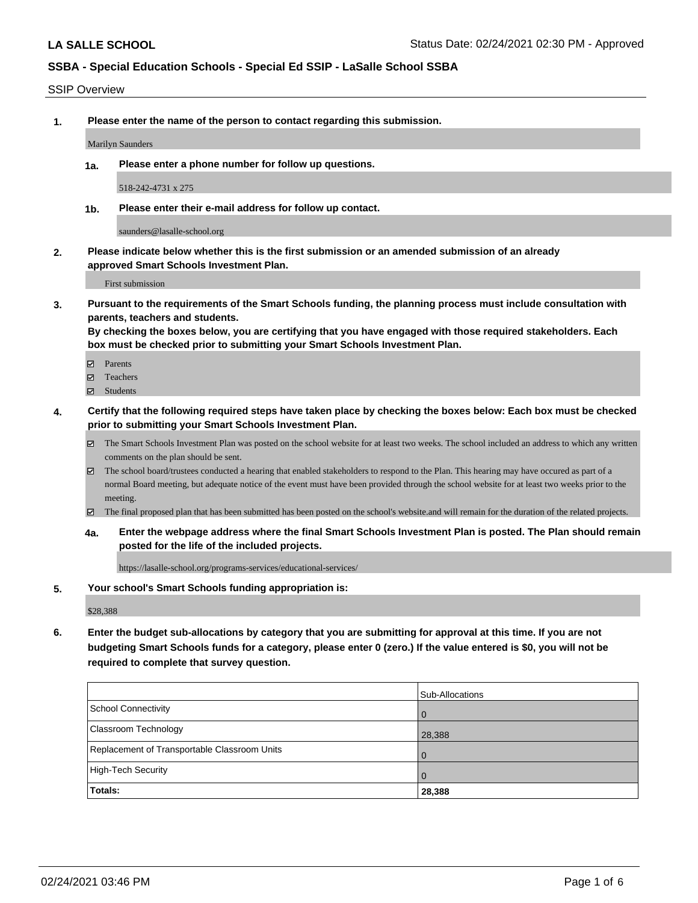**LA SALLE SCHOOL**

Status Date: 02/24/2021 02:30 PM - Approved

## SSBA - Special Education Schools - Special Ed SSIP - LaSalle School SSBA

SSIP Overview

**1. Please enter the name of the person to contact regarding this submission.**

Marilyn Saunders

**1a. Please enter a phone number for follow up questions.**

518-242-4731 x 275

**1b. Please enter their e-mail address for follow up contact.**

saunders@lasalle-school.org

**2. Please indicate below whether this is the first submission or an amended submission of an already approved Smart Schools Investment Plan.**

First submission

**3. Pursuant to the requirements of the Smart Schools funding, the planning process must include consultation with parents, teachers and students.**
**By checking the boxes below, you are certifying that you have engaged with those required stakeholders. Each box must be checked prior to submitting your Smart Schools Investment Plan.**

- ☑ Parents
- ☑ Teachers
- ☑ Students

**4. Certify that the following required steps have taken place by checking the boxes below: Each box must be checked prior to submitting your Smart Schools Investment Plan.**

- ☑ The Smart Schools Investment Plan was posted on the school website for at least two weeks. The school included an address to which any written comments on the plan should be sent.
- ☑ The school board/trustees conducted a hearing that enabled stakeholders to respond to the Plan. This hearing may have occured as part of a normal Board meeting, but adequate notice of the event must have been provided through the school website for at least two weeks prior to the meeting.
- ☑ The final proposed plan that has been submitted has been posted on the school's website.and will remain for the duration of the related projects.

**4a. Enter the webpage address where the final Smart Schools Investment Plan is posted. The Plan should remain posted for the life of the included projects.**

https://lasalle-school.org/programs-services/educational-services/

**5. Your school's Smart Schools funding appropriation is:**

$28,388

**6. Enter the budget sub-allocations by category that you are submitting for approval at this time. If you are not budgeting Smart Schools funds for a category, please enter 0 (zero.) If the value entered is $0, you will not be required to complete that survey question.**

| | Sub-Allocations |
|---|---|
| School Connectivity | 0 |
| Classroom Technology | 28,388 |
| Replacement of Transportable Classroom Units | 0 |
| High-Tech Security | 0 |
| **Totals:** | **28,388** |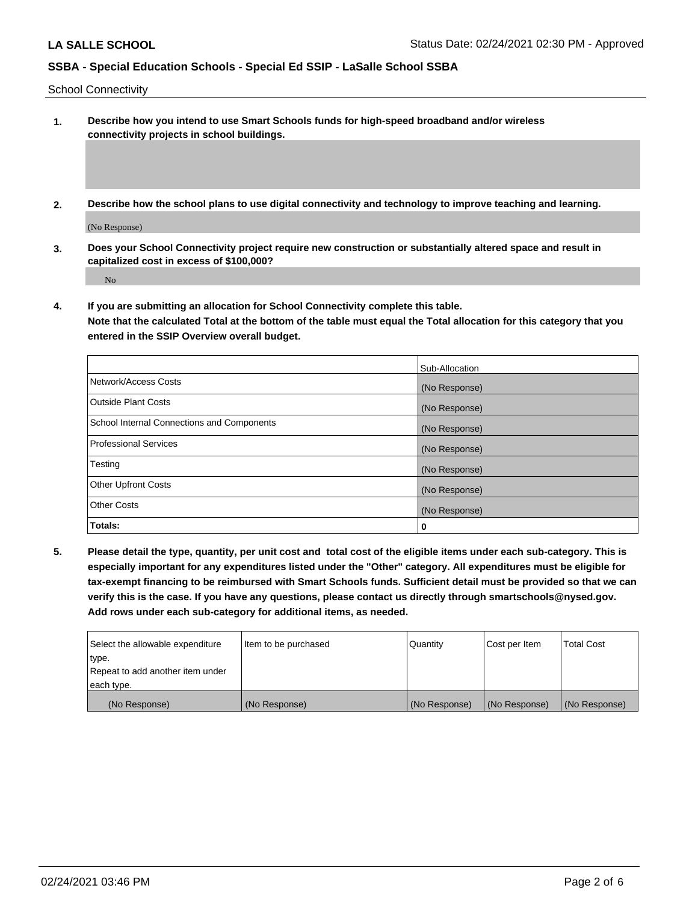School Connectivity

1. **Describe how you intend to use Smart Schools funds for high-speed broadband and/or wireless connectivity projects in school buildings.**

2. **Describe how the school plans to use digital connectivity and technology to improve teaching and learning.**

   (No Response)

3. **Does your School Connectivity project require new construction or substantially altered space and result in capitalized cost in excess of $100,000?**

   No

4. **If you are submitting an allocation for School Connectivity complete this table. Note that the calculated Total at the bottom of the table must equal the Total allocation for this category that you entered in the SSIP Overview overall budget.**

| | Sub-Allocation |
|---|---|
| Network/Access Costs | (No Response) |
| Outside Plant Costs | (No Response) |
| School Internal Connections and Components | (No Response) |
| Professional Services | (No Response) |
| Testing | (No Response) |
| Other Upfront Costs | (No Response) |
| Other Costs | (No Response) |
| **Totals:** | **0** |

5. **Please detail the type, quantity, per unit cost and total cost of the eligible items under each sub-category. This is especially important for any expenditures listed under the "Other" category. All expenditures must be eligible for tax-exempt financing to be reimbursed with Smart Schools funds. Sufficient detail must be provided so that we can verify this is the case. If you have any questions, please contact us directly through smartschools@nysed.gov. Add rows under each sub-category for additional items, as needed.**

| Select the allowable expenditure type. Repeat to add another item under each type. | Item to be purchased | Quantity | Cost per Item | Total Cost |
|---|---|---|---|---|
| (No Response) | (No Response) | (No Response) | (No Response) | (No Response) |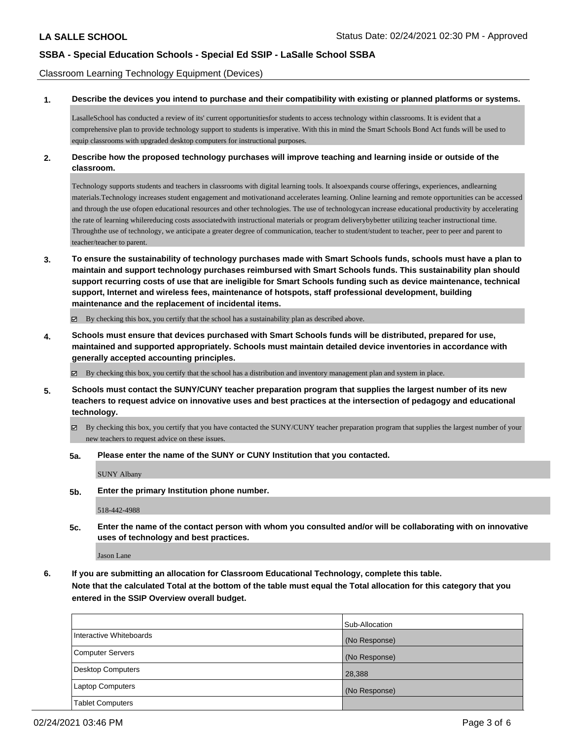Classroom Learning Technology Equipment (Devices)

**1. Describe the devices you intend to purchase and their compatibility with existing or planned platforms or systems.**

LasalleSchool has conducted a review of its' current opportunitiesfor students to access technology within classrooms. It is evident that a comprehensive plan to provide technology support to students is imperative. With this in mind the Smart Schools Bond Act funds will be used to equip classrooms with upgraded desktop computers for instructional purposes.

**2. Describe how the proposed technology purchases will improve teaching and learning inside or outside of the classroom.**

Technology supports students and teachers in classrooms with digital learning tools. It alsoexpands course offerings, experiences, andlearning materials.Technology increases student engagement and motivationand accelerates learning. Online learning and remote opportunities can be accessed and through the use ofopen educational resources and other technologies. The use of technologycan increase educational productivity by accelerating the rate of learning whilereducing costs associatedwith instructional materials or program deliverybybetter utilizing teacher instructional time. Throughthe use of technology, we anticipate a greater degree of communication, teacher to student/student to teacher, peer to peer and parent to teacher/teacher to parent.

**3. To ensure the sustainability of technology purchases made with Smart Schools funds, schools must have a plan to maintain and support technology purchases reimbursed with Smart Schools funds. This sustainability plan should support recurring costs of use that are ineligible for Smart Schools funding such as device maintenance, technical support, Internet and wireless fees, maintenance of hotspots, staff professional development, building maintenance and the replacement of incidental items.**

☑ By checking this box, you certify that the school has a sustainability plan as described above.

**4. Schools must ensure that devices purchased with Smart Schools funds will be distributed, prepared for use, maintained and supported appropriately. Schools must maintain detailed device inventories in accordance with generally accepted accounting principles.**

☑ By checking this box, you certify that the school has a distribution and inventory management plan and system in place.

**5. Schools must contact the SUNY/CUNY teacher preparation program that supplies the largest number of its new teachers to request advice on innovative uses and best practices at the intersection of pedagogy and educational technology.**

☑ By checking this box, you certify that you have contacted the SUNY/CUNY teacher preparation program that supplies the largest number of your new teachers to request advice on these issues.

**5a. Please enter the name of the SUNY or CUNY Institution that you contacted.**

SUNY Albany

**5b. Enter the primary Institution phone number.**

518-442-4988

**5c. Enter the name of the contact person with whom you consulted and/or will be collaborating with on innovative uses of technology and best practices.**

Jason Lane

**6. If you are submitting an allocation for Classroom Educational Technology, complete this table.**
**Note that the calculated Total at the bottom of the table must equal the Total allocation for this category that you entered in the SSIP Overview overall budget.**

| | Sub-Allocation |
|---|---|
| Interactive Whiteboards | (No Response) |
| Computer Servers | (No Response) |
| Desktop Computers | 28,388 |
| Laptop Computers | (No Response) |
| Tablet Computers | |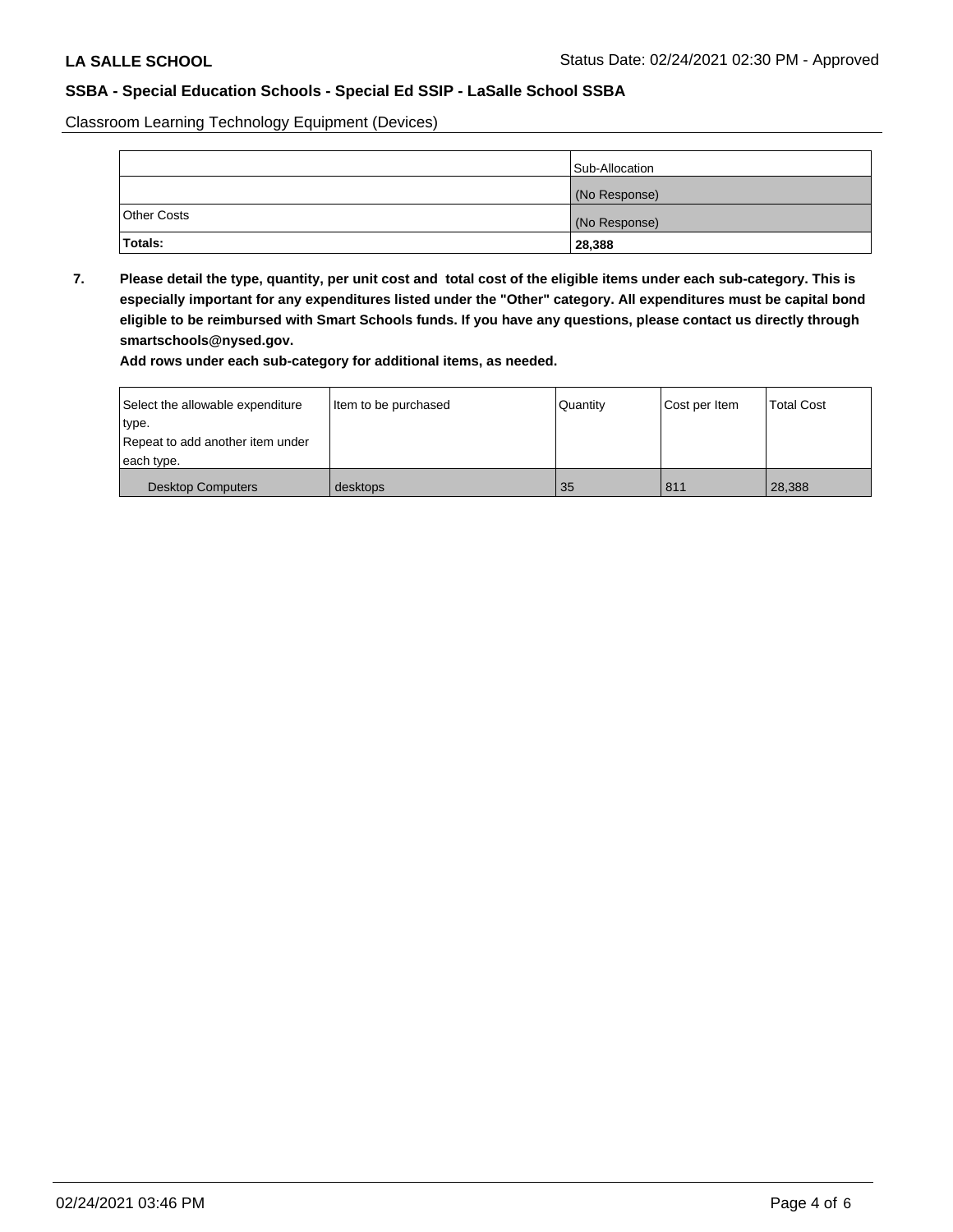**LA SALLE SCHOOL**

**SSBA - Special Education Schools - Special Ed SSIP - LaSalle School SSBA**

Classroom Learning Technology Equipment (Devices)

| | Sub-Allocation |
|---|---|
| | (No Response) |
| Other Costs | (No Response) |
| **Totals:** | **28,388** |

**7. Please detail the type, quantity, per unit cost and total cost of the eligible items under each sub-category. This is especially important for any expenditures listed under the "Other" category. All expenditures must be capital bond eligible to be reimbursed with Smart Schools funds. If you have any questions, please contact us directly through smartschools@nysed.gov.**

**Add rows under each sub-category for additional items, as needed.**

| Select the allowable expenditure type. Repeat to add another item under each type. | Item to be purchased | Quantity | Cost per Item | Total Cost |
|---|---|---|---|---|
| Desktop Computers | desktops | 35 | 811 | 28,388 |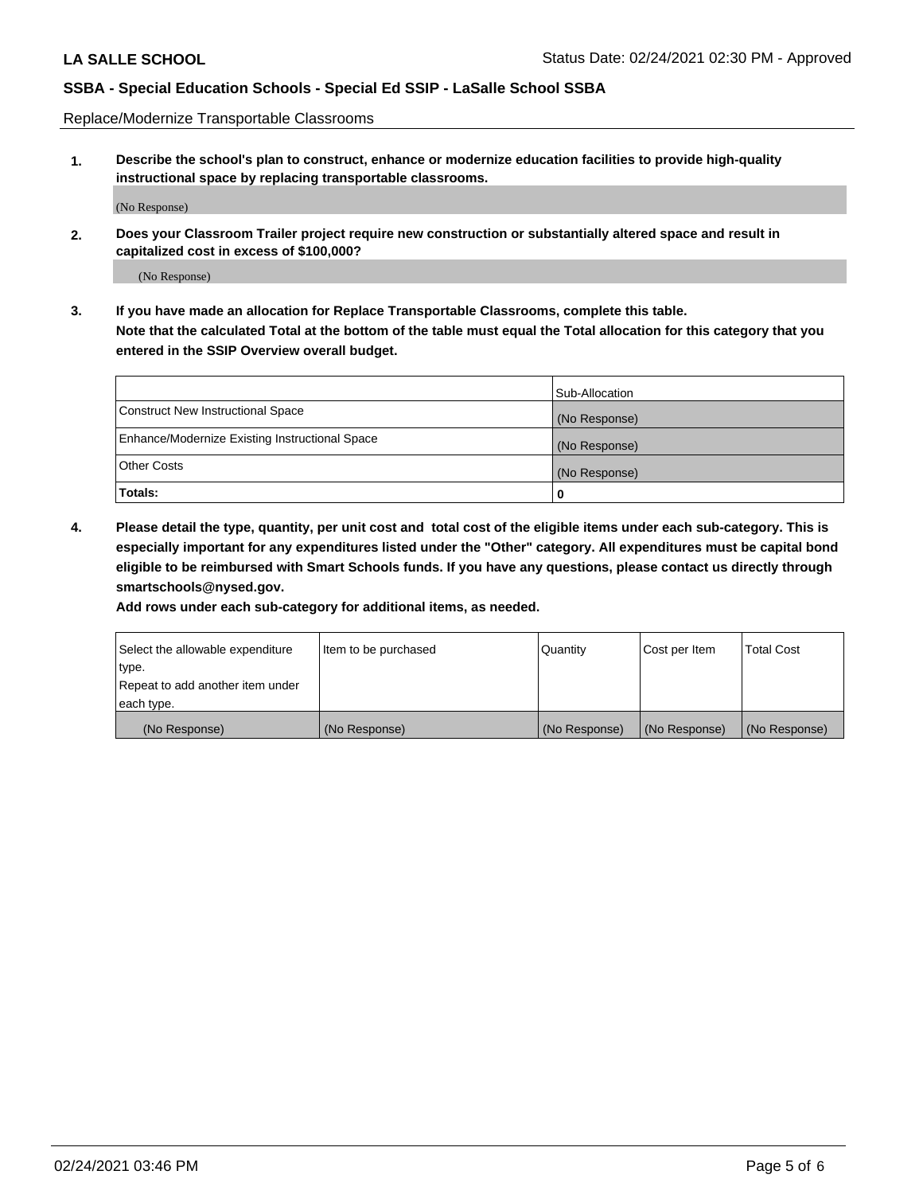Replace/Modernize Transportable Classrooms

**1. Describe the school's plan to construct, enhance or modernize education facilities to provide high-quality instructional space by replacing transportable classrooms.**

(No Response)

**2. Does your Classroom Trailer project require new construction or substantially altered space and result in capitalized cost in excess of $100,000?**

(No Response)

**3. If you have made an allocation for Replace Transportable Classrooms, complete this table. Note that the calculated Total at the bottom of the table must equal the Total allocation for this category that you entered in the SSIP Overview overall budget.**

| | Sub-Allocation |
|---|---|
| Construct New Instructional Space | (No Response) |
| Enhance/Modernize Existing Instructional Space | (No Response) |
| Other Costs | (No Response) |
| **Totals:** | **0** |

**4. Please detail the type, quantity, per unit cost and total cost of the eligible items under each sub-category. This is especially important for any expenditures listed under the "Other" category. All expenditures must be capital bond eligible to be reimbursed with Smart Schools funds. If you have any questions, please contact us directly through smartschools@nysed.gov.**

**Add rows under each sub-category for additional items, as needed.**

| Select the allowable expenditure type. Repeat to add another item under each type. | Item to be purchased | Quantity | Cost per Item | Total Cost |
|---|---|---|---|---|
| (No Response) | (No Response) | (No Response) | (No Response) | (No Response) |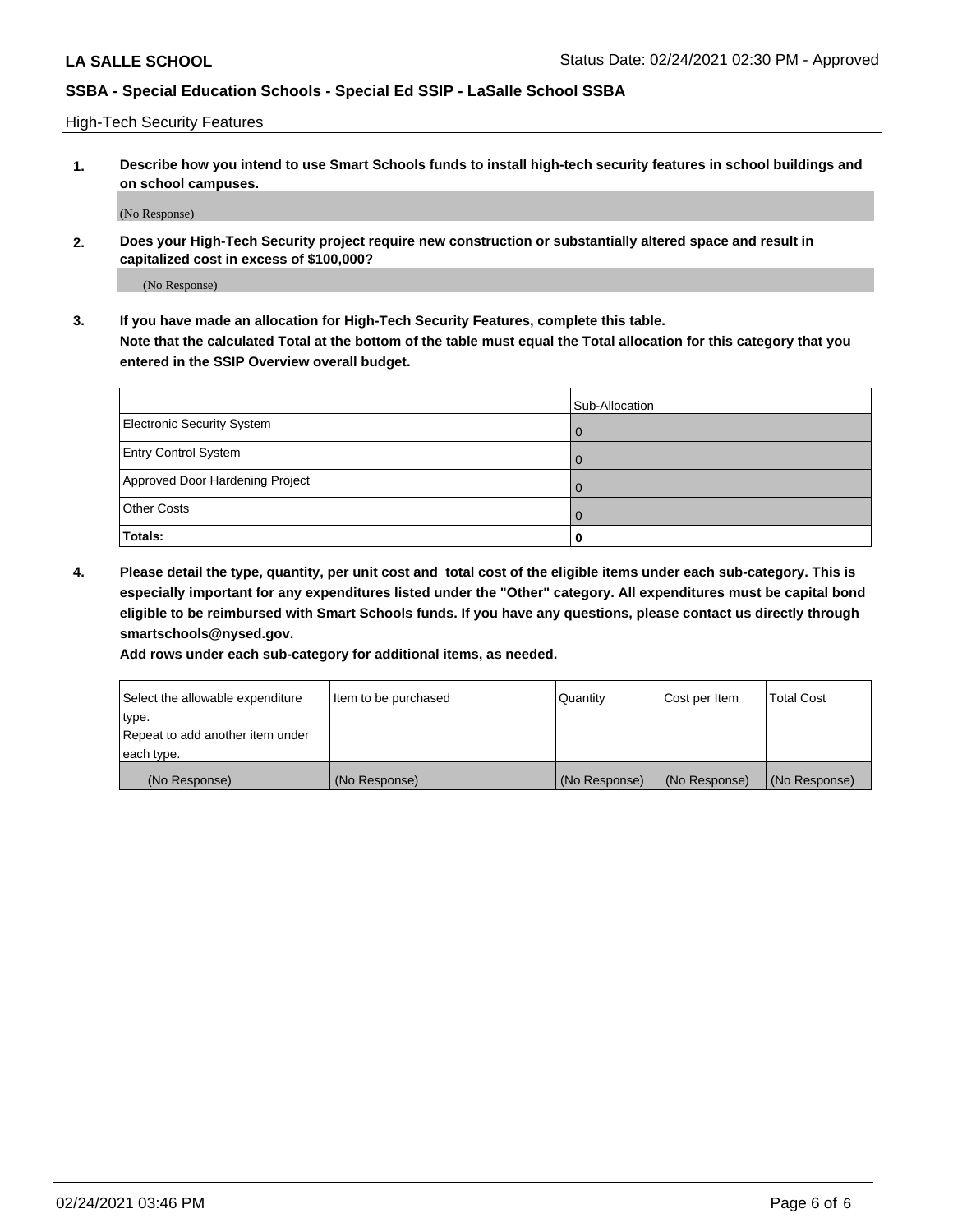High-Tech Security Features

**1. Describe how you intend to use Smart Schools funds to install high-tech security features in school buildings and on school campuses.**

(No Response)

**2. Does your High-Tech Security project require new construction or substantially altered space and result in capitalized cost in excess of $100,000?**

(No Response)

**3. If you have made an allocation for High-Tech Security Features, complete this table.**
**Note that the calculated Total at the bottom of the table must equal the Total allocation for this category that you entered in the SSIP Overview overall budget.**

| | Sub-Allocation |
|---|---|
| Electronic Security System | 0 |
| Entry Control System | 0 |
| Approved Door Hardening Project | 0 |
| Other Costs | 0 |
| **Totals:** | **0** |

**4. Please detail the type, quantity, per unit cost and total cost of the eligible items under each sub-category. This is especially important for any expenditures listed under the "Other" category. All expenditures must be capital bond eligible to be reimbursed with Smart Schools funds. If you have any questions, please contact us directly through smartschools@nysed.gov.**

**Add rows under each sub-category for additional items, as needed.**

| Select the allowable expenditure type. Repeat to add another item under each type. | Item to be purchased | Quantity | Cost per Item | Total Cost |
|---|---|---|---|---|
| (No Response) | (No Response) | (No Response) | (No Response) | (No Response) |